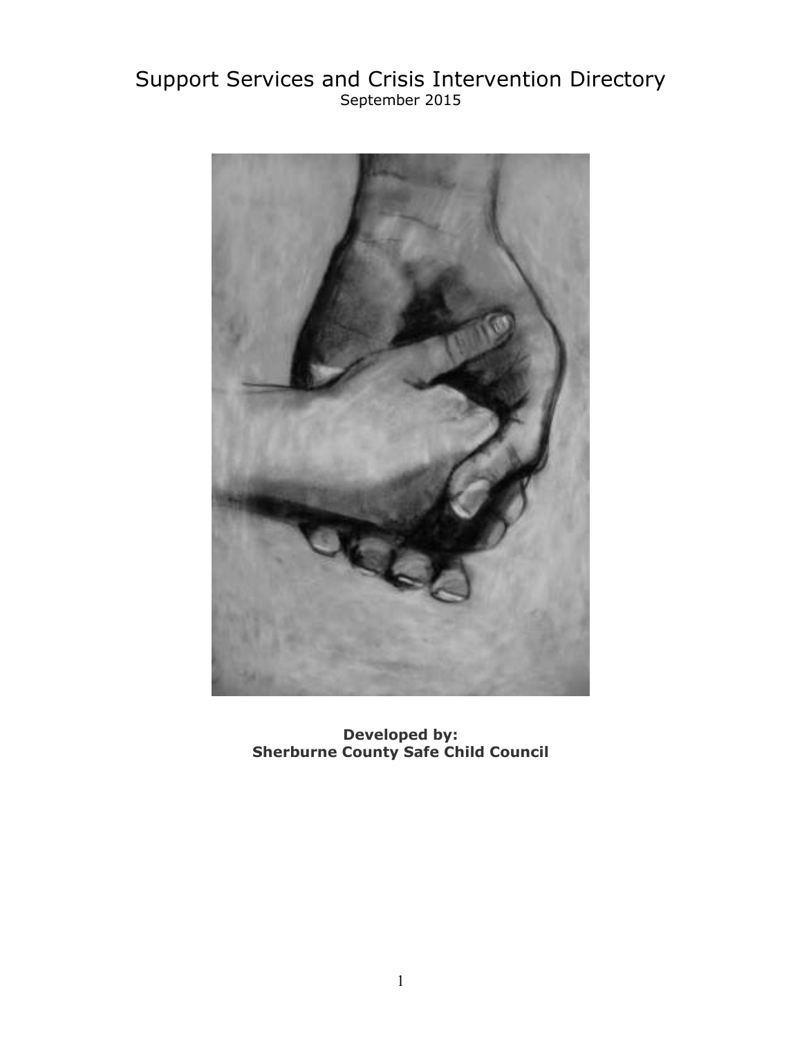# Support Services and Crisis Intervention Directory

September 2015

**Developed by:**
**Sherburne County Safe Child Council**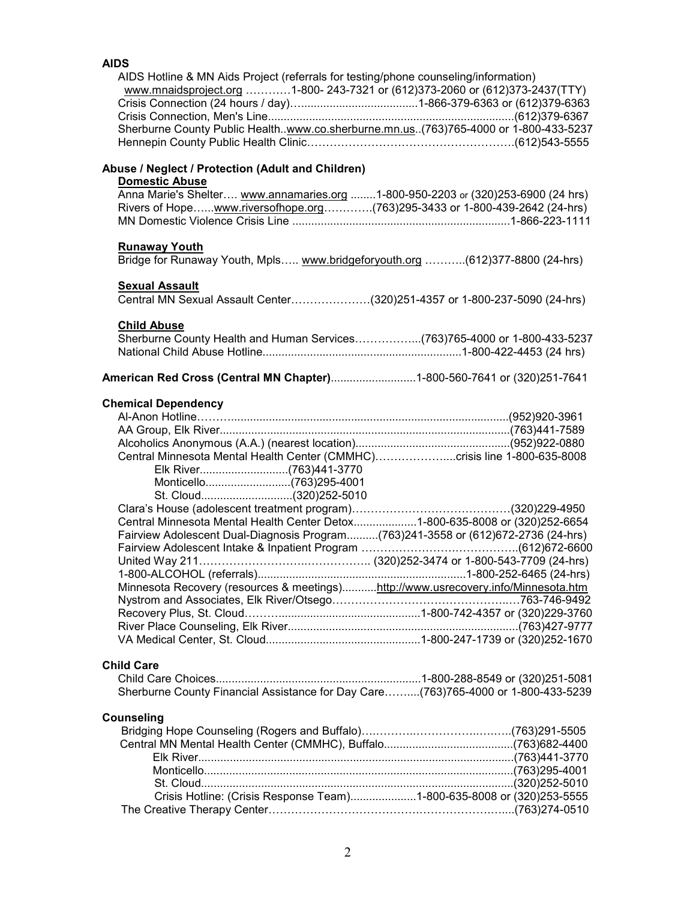**AIDS**

AIDS Hotline & MN Aids Project (referrals for testing/phone counseling/information)
www.mnaidsproject.org …………1-800- 243-7321 or (612)373-2060 or (612)373-2437(TTY)
Crisis Connection (24 hours / day)…....................................1-866-379-6363 or (612)379-6363
Crisis Connection, Men's Line..........................................................................(612)379-6367
Sherburne County Public Health..www.co.sherburne.mn.us..(763)765-4000 or 1-800-433-5237
Hennepin County Public Health Clinic……………………………………………….(612)543-5555

**Abuse / Neglect / Protection (Adult and Children)**

**Domestic Abuse**

Anna Marie's Shelter…. www.annamaries.org ........1-800-950-2203 or (320)253-6900 (24 hrs)
Rivers of Hope…...www.riversofhope.org………….(763)295-3433 or 1-800-439-2642 (24-hrs)
MN Domestic Violence Crisis Line ....................................................................1-866-223-1111

**Runaway Youth**

Bridge for Runaway Youth, Mpls….. www.bridgeforyouth.org ………..(612)377-8800 (24-hrs)

**Sexual Assault**

Central MN Sexual Assault Center…………………(320)251-4357 or 1-800-237-5090 (24-hrs)

**Child Abuse**

Sherburne County Health and Human Services……………...(763)765-4000 or 1-800-433-5237
National Child Abuse Hotline..............................................................1-800-422-4453 (24 hrs)

**American Red Cross (Central MN Chapter)**..........................1-800-560-7641 or (320)251-7641

**Chemical Dependency**

Al-Anon Hotline……...........................................................................................(952)920-3961
AA Group, Elk River...........................................................................................(763)441-7589
Alcoholics Anonymous (A.A.) (nearest location)................................................(952)922-0880
Central Minnesota Mental Health Center (CMMHC)………………....crisis line 1-800-635-8008
- Elk River............................(763)441-3770
- Monticello...........................(763)295-4001
- St. Cloud.............................(320)252-5010

Clara's House (adolescent treatment program)……………………………………(320)229-4950
Central Minnesota Mental Health Center Detox...................1-800-635-8008 or (320)252-6654
Fairview Adolescent Dual-Diagnosis Program..........(763)241-3558 or (612)672-2736 (24-hrs)
Fairview Adolescent Intake & Inpatient Program …………………………………..(612)672-6600
United Way 211…………………………………………. (320)252-3474 or 1-800-543-7709 (24-hrs)
1-800-ALCOHOL (referrals)..................................................................1-800-252-6465 (24-hrs)
Minnesota Recovery (resources & meetings)...........http://www.usrecovery.info/Minnesota.htm
Nystrom and Associates, Elk River/Otsego………………………………………..…763-746-9492
Recovery Plus, St. Cloud……..............................................1-800-742-4357 or (320)229-3760
River Place Counseling, Elk River.........................................................................(763)427-9777
VA Medical Center, St. Cloud.................................................1-800-247-1739 or (320)252-1670

**Child Care**

Child Care Choices.................................................................1-800-288-8549 or (320)251-5081
Sherburne County Financial Assistance for Day Care……....(763)765-4000 or 1-800-433-5239

**Counseling**

Bridging Hope Counseling (Rogers and Buffalo)……………..…………….……..(763)291-5505
Central MN Mental Health Center (CMMHC), Buffalo.........................................(763)682-4400
- Elk River...................................................................................................(763)441-3770
- Monticello.................................................................................................(763)295-4001
- St. Cloud..................................................................................................(320)252-5010
- Crisis Hotline: (Crisis Response Team).....................1-800-635-8008 or (320)253-5555

The Creative Therapy Center…………………………….……………………….....(763)274-0510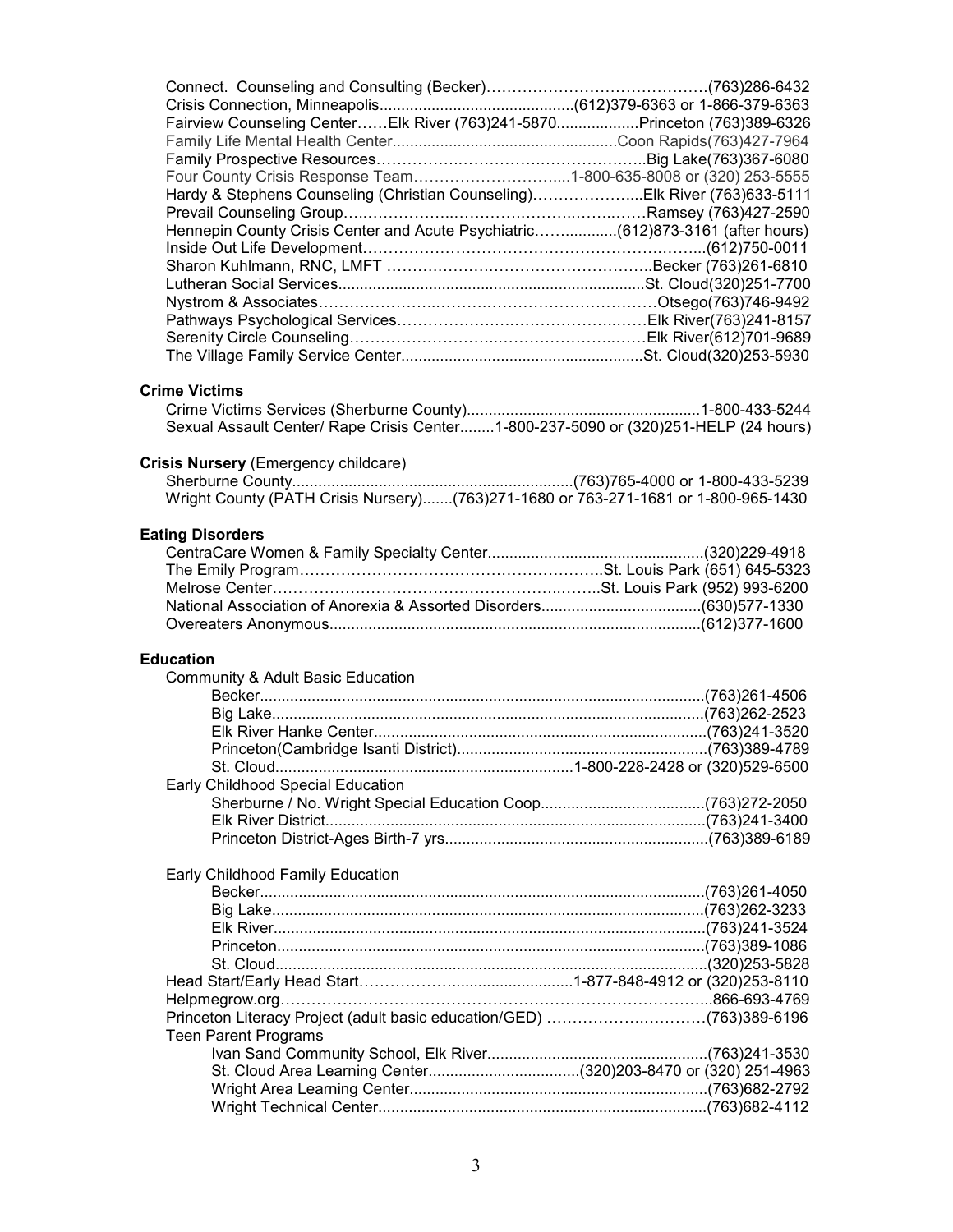Connect. Counseling and Consulting (Becker)……………………………………(763)286-6432
Crisis Connection, Minneapolis............................................(612)379-6363 or 1-866-379-6363
Fairview Counseling Center……Elk River (763)241-5870...................Princeton (763)389-6326
Family Life Mental Health Center...................................................Coon Rapids(763)427-7964
Family Prospective Resources……………………………………………..Big Lake(763)367-6080
Four County Crisis Response Team………………………....1-800-635-8008 or (320) 253-5555
Hardy & Stephens Counseling (Christian Counseling)………………....Elk River (763)633-5111
Prevail Counseling Group…………………………………………………Ramsey (763)427-2590
Hennepin County Crisis Center and Acute Psychiatric……............(612)873-3161 (after hours)
Inside Out Life Development…………………………………………………………...(612)750-0011
Sharon Kuhlmann, RNC, LMFT …………………………………………..Becker (763)261-6810
Lutheran Social Services......................................................................St. Cloud(320)251-7700
Nystrom & Associates……………………………………………………….Otsego(763)746-9492
Pathways Psychological Services………………………………………Elk River(763)241-8157
Serenity Circle Counseling………………………………………………Elk River(612)701-9689
The Village Family Service Center.......................................................St. Cloud(320)253-5930

**Crime Victims**

Crime Victims Services (Sherburne County)......................................................1-800-433-5244
Sexual Assault Center/ Rape Crisis Center........1-800-237-5090 or (320)251-HELP (24 hours)

**Crisis Nursery** (Emergency childcare)

Sherburne County.................................................................(763)765-4000 or 1-800-433-5239
Wright County (PATH Crisis Nursery).......(763)271-1680 or 763-271-1681 or 1-800-965-1430

**Eating Disorders**

CentraCare Women & Family Specialty Center..................................................(320)229-4918
The Emily Program…………………………………………………..St. Louis Park (651) 645-5323
Melrose Center…………………………………………………..St. Louis Park (952) 993-6200
National Association of Anorexia & Assorted Disorders.....................................(630)577-1330
Overeaters Anonymous......................................................................................(612)377-1600

**Education**

Community & Adult Basic Education

- Becker......................................................................................................(763)261-4506
- Big Lake...................................................................................................(763)262-2523
- Elk River Hanke Center............................................................................(763)241-3520
- Princeton(Cambridge Isanti District)..........................................................(763)389-4789
- St. Cloud....................................................................1-800-228-2428 or (320)529-6500

Early Childhood Special Education

- Sherburne / No. Wright Special Education Coop......................................(763)272-2050
- Elk River District.......................................................................................(763)241-3400
- Princeton District-Ages Birth-7 yrs............................................................(763)389-6189

Early Childhood Family Education

- Becker......................................................................................................(763)261-4050
- Big Lake...................................................................................................(763)262-3233
- Elk River...................................................................................................(763)241-3524
- Princeton..................................................................................................(763)389-1086
- St. Cloud...................................................................................................(320)253-5828

Head Start/Early Head Start……………............................1-877-848-4912 or (320)253-8110
Helpmegrow.org……………………………………………………………………...866-693-4769
Princeton Literacy Project (adult basic education/GED) ……………………….(763)389-6196

Teen Parent Programs

- Ivan Sand Community School, Elk River...................................................(763)241-3530
- St. Cloud Area Learning Center...................................(320)203-8470 or (320) 251-4963
- Wright Area Learning Center....................................................................(763)682-2792
- Wright Technical Center...........................................................................(763)682-4112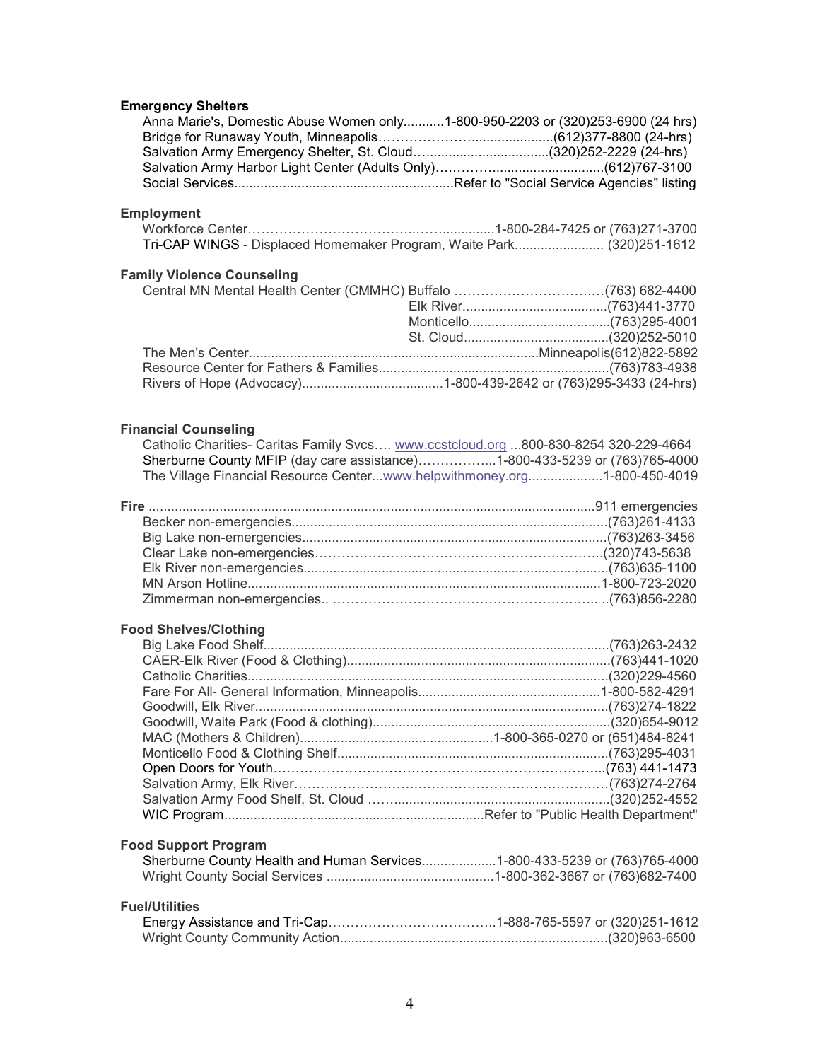**Emergency Shelters**

- Anna Marie's, Domestic Abuse Women only...........1-800-950-2203 or (320)253-6900 (24 hrs)
- Bridge for Runaway Youth, Minneapolis………………......................(612)377-8800 (24-hrs)
- Salvation Army Emergency Shelter, St. Cloud…................................(320)252-2229 (24-hrs)
- Salvation Army Harbor Light Center (Adults Only)………..............................(612)767-3100
- Social Services..........................................................Refer to "Social Service Agencies" listing

**Employment**

- Workforce Center………………………………..…...............1-800-284-7425 or (763)271-3700
- Tri-CAP WINGS - Displaced Homemaker Program, Waite Park........................ (320)251-1612

**Family Violence Counseling**

- Central MN Mental Health Center (CMMHC) Buffalo ……………………………(763) 682-4400
  - Elk River.......................................(763)441-3770
  - Monticello......................................(763)295-4001
  - St. Cloud.......................................(320)252-5010
- The Men's Center.............................................................................Minneapolis(612)822-5892
- Resource Center for Fathers & Families..............................................................(763)783-4938
- Rivers of Hope (Advocacy)......................................1-800-439-2642 or (763)295-3433 (24-hrs)

**Financial Counseling**

- Catholic Charities- Caritas Family Svcs…. www.ccstcloud.org ...800-830-8254 320-229-4664
- Sherburne County MFIP (day care assistance)……………...1-800-433-5239 or (763)765-4000
- The Village Financial Resource Center...www.helpwithmoney.org....................1-800-450-4019

**Fire** ........................................................................................................911 emergencies

- Becker non-emergencies....................................................................................(763)261-4133
- Big Lake non-emergencies.................................................................................(763)263-3456
- Clear Lake non-emergencies……………………………………………………….(320)743-5638
- Elk River non-emergencies.................................................................................(763)635-1100
- MN Arson Hotline.............................................................................................1-800-723-2020
- Zimmerman non-emergencies.. …………………………………………………. ..(763)856-2280

**Food Shelves/Clothing**

- Big Lake Food Shelf............................................................................................(763)263-2432
- CAER-Elk River (Food & Clothing)......................................................................(763)441-1020
- Catholic Charities.................................................................................................(320)229-4560
- Fare For All- General Information, Minneapolis.................................................1-800-582-4291
- Goodwill, Elk River..............................................................................................(763)274-1822
- Goodwill, Waite Park (Food & clothing)...............................................................(320)654-9012
- MAC (Mothers & Children)....................................................1-800-365-0270 or (651)484-8241
- Monticello Food & Clothing Shelf........................................................................(763)295-4031
- Open Doors for Youth…………………………………………………………………(763) 441-1473
- Salvation Army, Elk River………………………………………………………………(763)274-2764
- Salvation Army Food Shelf, St. Cloud ……..........................................................(320)252-4552
- WIC Program.....................................................................Refer to "Public Health Department"

**Food Support Program**

- Sherburne County Health and Human Services....................1-800-433-5239 or (763)765-4000
- Wright County Social Services .............................................1-800-362-3667 or (763)682-7400

**Fuel/Utilities**

- Energy Assistance and Tri-Cap………………………………..1-888-765-5597 or (320)251-1612
- Wright County Community Action........................................................................(320)963-6500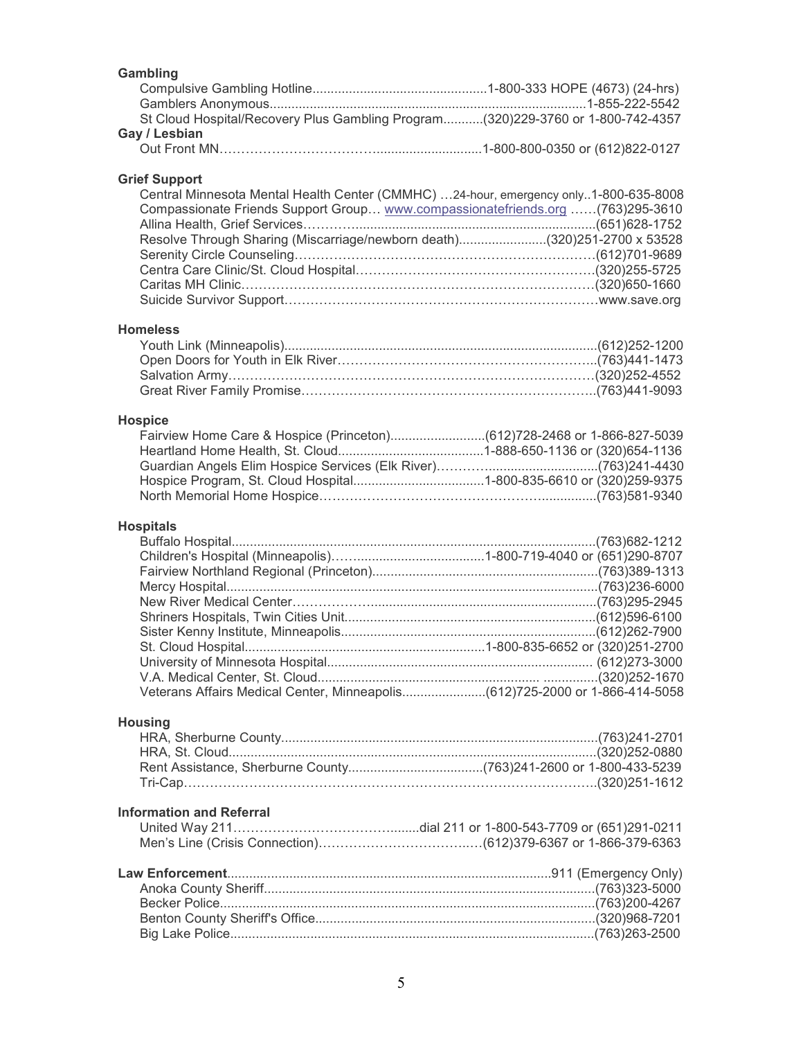**Gambling**

Compulsive Gambling Hotline................................................1-800-333 HOPE (4673) (24-hrs)
Gamblers Anonymous......................................................................................1-855-222-5542
St Cloud Hospital/Recovery Plus Gambling Program...........(320)229-3760 or 1-800-742-4357

**Gay / Lesbian**

Out Front MN……………………………............................1-800-800-0350 or (612)822-0127

**Grief Support**

Central Minnesota Mental Health Center (CMMHC) …24-hour, emergency only..1-800-635-8008
Compassionate Friends Support Group… www.compassionatefriends.org ……(763)295-3610
Allina Health, Grief Services………….................................................................(651)628-1752
Resolve Through Sharing (Miscarriage/newborn death)........................(320)251-2700 x 53528
Serenity Circle Counseling……………………………………………………………(612)701-9689
Centra Care Clinic/St. Cloud Hospital………………………………………………(320)255-5725
Caritas MH Clinic…………………………………………………………………………(320)650-1660
Suicide Survivor Support………………………………………………………………www.save.org

**Homeless**

Youth Link (Minneapolis)......................................................................................(612)252-1200
Open Doors for Youth in Elk River…………………………………………………...(763)441-1473
Salvation Army……………………………………………………………………………(320)252-4552
Great River Family Promise…………………………………………………………...(763)441-9093

**Hospice**

Fairview Home Care & Hospice (Princeton)..........................(612)728-2468 or 1-866-827-5039
Heartland Home Health, St. Cloud........................................1-888-650-1136 or (320)654-1136
Guardian Angels Elim Hospice Services (Elk River)……….............................(763)241-4430
Hospice Program, St. Cloud Hospital....................................1-800-835-6610 or (320)259-9375
North Memorial Home Hospice…………………………………………….................(763)581-9340

**Hospitals**

Buffalo Hospital.....................................................................................................(763)682-1212
Children's Hospital (Minneapolis)…......................................1-800-719-4040 or (651)290-8707
Fairview Northland Regional (Princeton).............................................................(763)389-1313
Mercy Hospital.......................................................................................................(763)236-6000
New River Medical Center………….....................................................................(763)295-2945
Shriners Hospitals, Twin Cities Unit.....................................................................(612)596-6100
Sister Kenny Institute, Minneapolis......................................................................(612)262-7900
St. Cloud Hospital..................................................................1-800-835-6652 or (320)251-2700
University of Minnesota Hospital......................................................................... (612)273-3000
V.A. Medical Center, St. Cloud............................................................. ...............(320)252-1670
Veterans Affairs Medical Center, Minneapolis.......................(612)725-2000 or 1-866-414-5058

**Housing**

HRA, Sherburne County.......................................................................................(763)241-2701
HRA, St. Cloud.....................................................................................................(320)252-0880
Rent Assistance, Sherburne County.....................................(763)241-2600 or 1-800-433-5239
Tri-Cap……………………………………………………………………………………..(320)251-1612

**Information and Referral**

United Way 211…………………………………........dial 211 or 1-800-543-7709 or (651)291-0211
Men's Line (Crisis Connection)……………………………..…(612)379-6367 or 1-866-379-6363

**Law Enforcement**.......................................................................................911 (Emergency Only)

Anoka County Sheriff...........................................................................................(763)323-5000
Becker Police.......................................................................................................(763)200-4267
Benton County Sheriff's Office.............................................................................(320)968-7201
Big Lake Police....................................................................................................(763)263-2500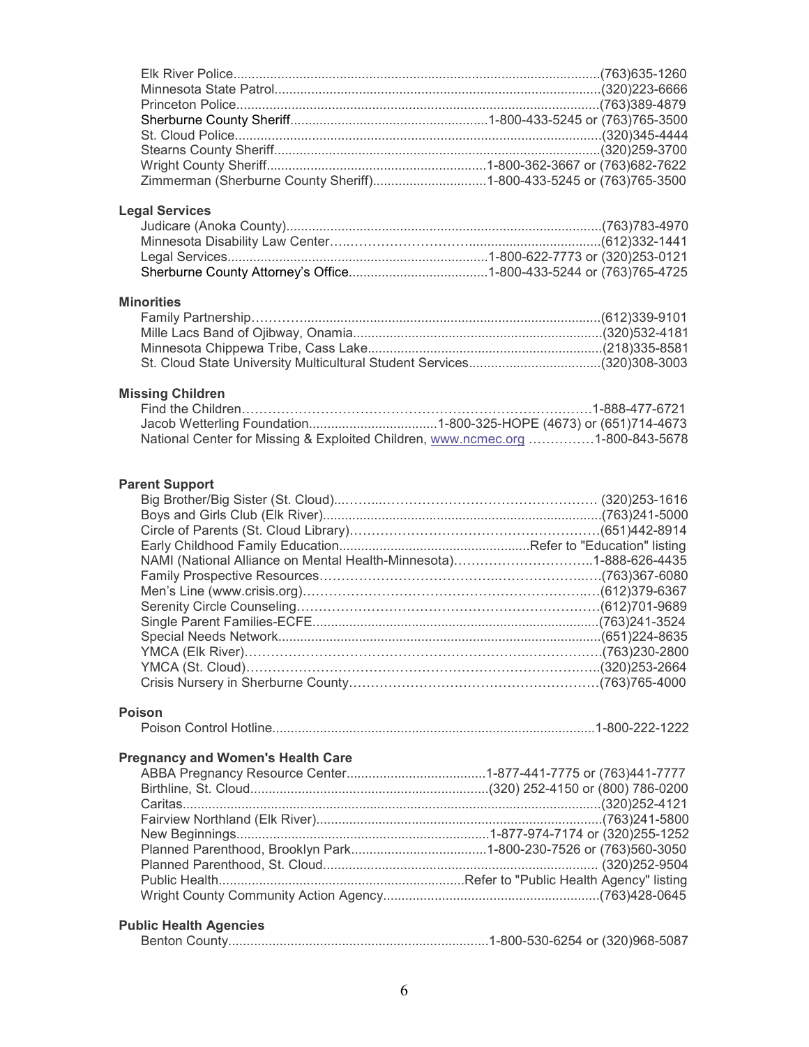Elk River Police...................................................................................................(763)635-1260
Minnesota State Patrol........................................................................................(320)223-6666
Princeton Police...................................................................................................(763)389-4879
Sherburne County Sheriff.....................................................1-800-433-5245 or (763)765-3500
St. Cloud Police....................................................................................................(320)345-4444
Stearns County Sheriff.........................................................................................(320)259-3700
Wright County Sheriff...........................................................1-800-362-3667 or (763)682-7622
Zimmerman (Sherburne County Sheriff)..............................1-800-433-5245 or (763)765-3500

**Legal Services**

Judicare (Anoka County)......................................................................................(763)783-4970
Minnesota Disability Law Center…..…………………….....................................(612)332-1441
Legal Services......................................................................1-800-622-7773 or (320)253-0121
Sherburne County Attorney's Office.....................................1-800-433-5244 or (763)765-4725

**Minorities**

Family Partnership………..................................................................................(612)339-9101
Mille Lacs Band of Ojibway, Onamia...................................................................(320)532-4181
Minnesota Chippewa Tribe, Cass Lake................................................................(218)335-8581
St. Cloud State University Multicultural Student Services....................................(320)308-3003

**Missing Children**

Find the Children…………………………………………………….………….……1-888-477-6721
Jacob Wetterling Foundation..................................1-800-325-HOPE (4673) or (651)714-4673
National Center for Missing & Exploited Children, www.ncmec.org ……………1-800-843-5678

**Parent Support**

Big Brother/Big Sister (St. Cloud)...……...……………………………………………. (320)253-1616
Boys and Girls Club (Elk River)...........................................................................(763)241-5000
Circle of Parents (St. Cloud Library)………………………………………………….(651)442-8914
Early Childhood Family Education...................................................Refer to "Education" listing
NAMI (National Alliance on Mental Health-Minnesota)…………………………..1-888-626-4435
Family Prospective Resources……………………………….………………..……(763)367-6080
Men's Line (www.crisis.org)…………………………………………………………..(612)379-6367
Serenity Circle Counseling……………………………………………………………(612)701-9689
Single Parent Families-ECFE.............................................................................(763)241-3524
Special Needs Network.......................................................................................(651)224-8635
YMCA (Elk River)………………………………………………………..…………….(763)230-2800
YMCA (St. Cloud)………………………………………………………………………(320)253-2664
Crisis Nursery in Sherburne County…………………………………………………(763)765-4000

**Poison**

Poison Control Hotline.......................................................................................1-800-222-1222

**Pregnancy and Women's Health Care**

ABBA Pregnancy Resource Center......................................1-877-441-7775 or (763)441-7777
Birthline, St. Cloud................................................................(320) 252-4150 or (800) 786-0200
Caritas..................................................................................................................(320)252-4121
Fairview Northland (Elk River).............................................................................(763)241-5800
New Beginnings....................................................................1-877-974-7174 or (320)255-1252
Planned Parenthood, Brooklyn Park....................................1-800-230-7526 or (763)560-3050
Planned Parenthood, St. Cloud.......................................................................... (320)252-9504
Public Health..................................................................Refer to "Public Health Agency" listing
Wright County Community Action Agency..........................................................(763)428-0645

**Public Health Agencies**

Benton County......................................................................1-800-530-6254 or (320)968-5087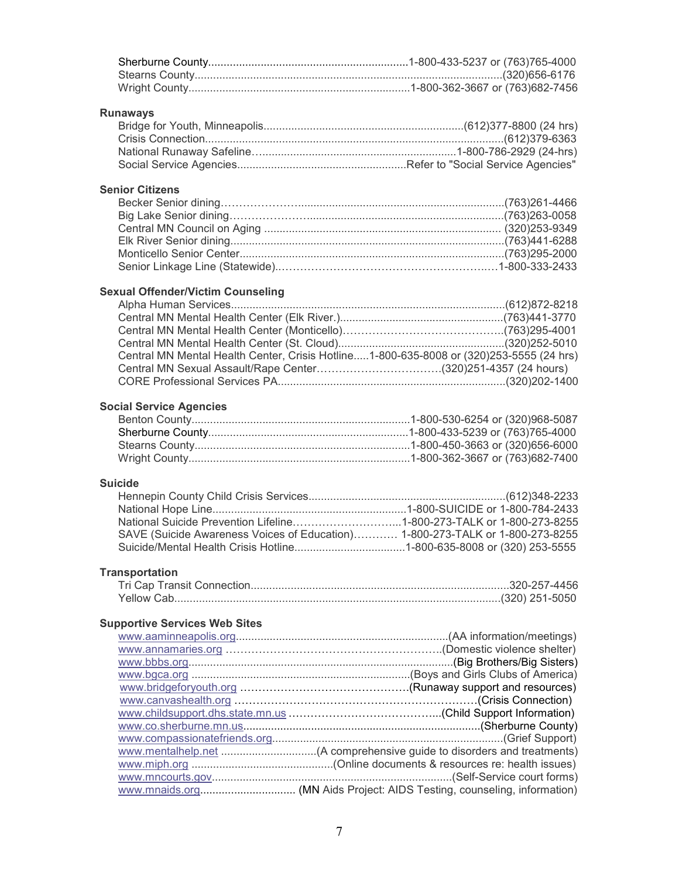Sherburne County..................................................................1-800-433-5237 or (763)765-4000
Stearns County....................................................................................................(320)656-6176
Wright County........................................................................1-800-362-3667 or (763)682-7456

**Runaways**

Bridge for Youth, Minneapolis.................................................................(612)377-8800 (24 hrs)
Crisis Connection.................................................................................................(612)379-6363
National Runaway Safeline….................................................................1-800-786-2929 (24-hrs)
Social Service Agencies.......................................................Refer to "Social Service Agencies"

**Senior Citizens**

Becker Senior dining……………….................................................................(763)261-4466
Big Lake Senior dining……………….............................................................(763)263-0058
Central MN Council on Aging ............................................................................ (320)253-9349
Elk River Senior dining........................................................................................(763)441-6288
Monticello Senior Center.....................................................................................(763)295-2000
Senior Linkage Line (Statewide).……………………………………………….…1-800-333-2433

**Sexual Offender/Victim Counseling**

Alpha Human Services.........................................................................................(612)872-8218
Central MN Mental Health Center (Elk River.).....................................................(763)441-3770
Central MN Mental Health Center (Monticello)……………………………………..(763)295-4001
Central MN Mental Health Center (St. Cloud)......................................................(320)252-5010
Central MN Mental Health Center, Crisis Hotline.....1-800-635-8008 or (320)253-5555 (24 hrs)
Central MN Sexual Assault/Rape Center…………………………….(320)251-4357 (24 hours)
CORE Professional Services PA..........................................................................(320)202-1400

**Social Service Agencies**

Benton County.......................................................................1-800-530-6254 or (320)968-5087
Sherburne County..................................................................1-800-433-5239 or (763)765-4000
Stearns County......................................................................1-800-450-3663 or (320)656-6000
Wright County........................................................................1-800-362-3667 or (763)682-7400

**Suicide**

Hennepin County Child Crisis Services................................................................(612)348-2233
National Hope Line..............................................................1-800-SUICIDE or 1-800-784-2433
National Suicide Prevention Lifeline………………………...1-800-273-TALK or 1-800-273-8255
SAVE (Suicide Awareness Voices of Education)………… 1-800-273-TALK or 1-800-273-8255
Suicide/Mental Health Crisis Hotline....................................1-800-635-8008 or (320) 253-5555

**Transportation**

Tri Cap Transit Connection...................................................................................320-257-4456
Yellow Cab.........................................................................................................(320) 251-5050

**Supportive Services Web Sites**

www.aaminneapolis.org.....................................................................(AA information/meetings)
www.annamaries.org …………………………………………………..(Domestic violence shelter)
www.bbbs.org......................................................................................(Big Brothers/Big Sisters)
www.bgca.org .......................................................................(Boys and Girls Clubs of America)
www.bridgeforyouth.org ………………………………………….(Runaway support and resources)
www.canvashealth.org ……………………………………………………………(Crisis Connection)
www.childsupport.dhs.state.mn.us …………………………………...(Child Support Information)
www.co.sherburne.mn.us.............................................................................(Sherburne County)
www.compassionatefriends.org..........................................................................(Grief Support)
www.mentalhelp.net ..............................(A comprehensive guide to disorders and treatments)
www.miph.org .............................................(Online documents & resources re: health issues)
www.mncourts.gov..............................................................................(Self-Service court forms)
www.mnaids.org............................... (MN Aids Project: AIDS Testing, counseling, information)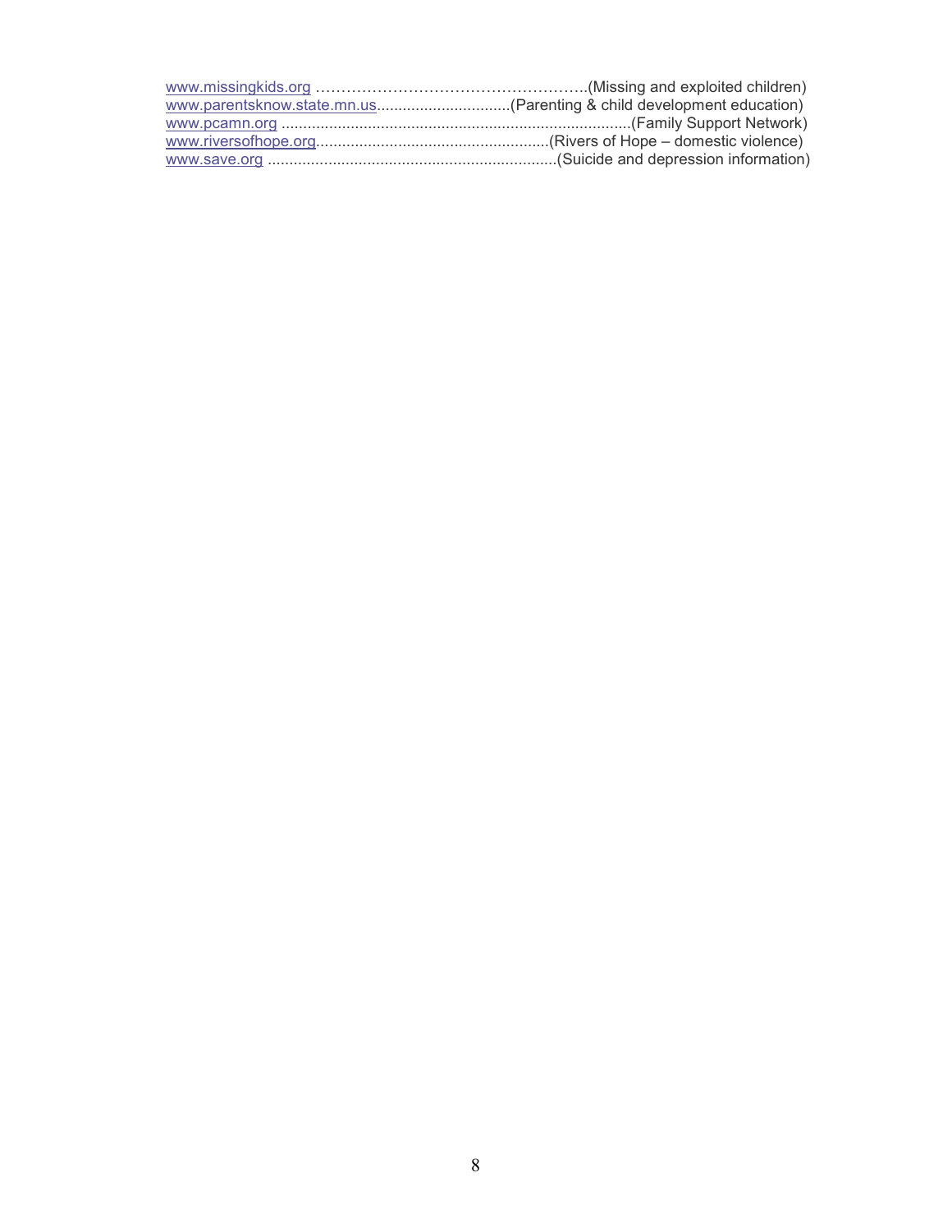[www.missingkids.org](http://www.missingkids.org) ……………………………………………..(Missing and exploited children)
[www.parentsknow.state.mn.us](http://www.parentsknow.state.mn.us)..............................(Parenting & child development education)
[www.pcamn.org](http://www.pcamn.org) ................................................................................(Family Support Network)
[www.riversofhope.org](http://www.riversofhope.org).....................................................(Rivers of Hope – domestic violence)
[www.save.org](http://www.save.org) ..................................................................(Suicide and depression information)